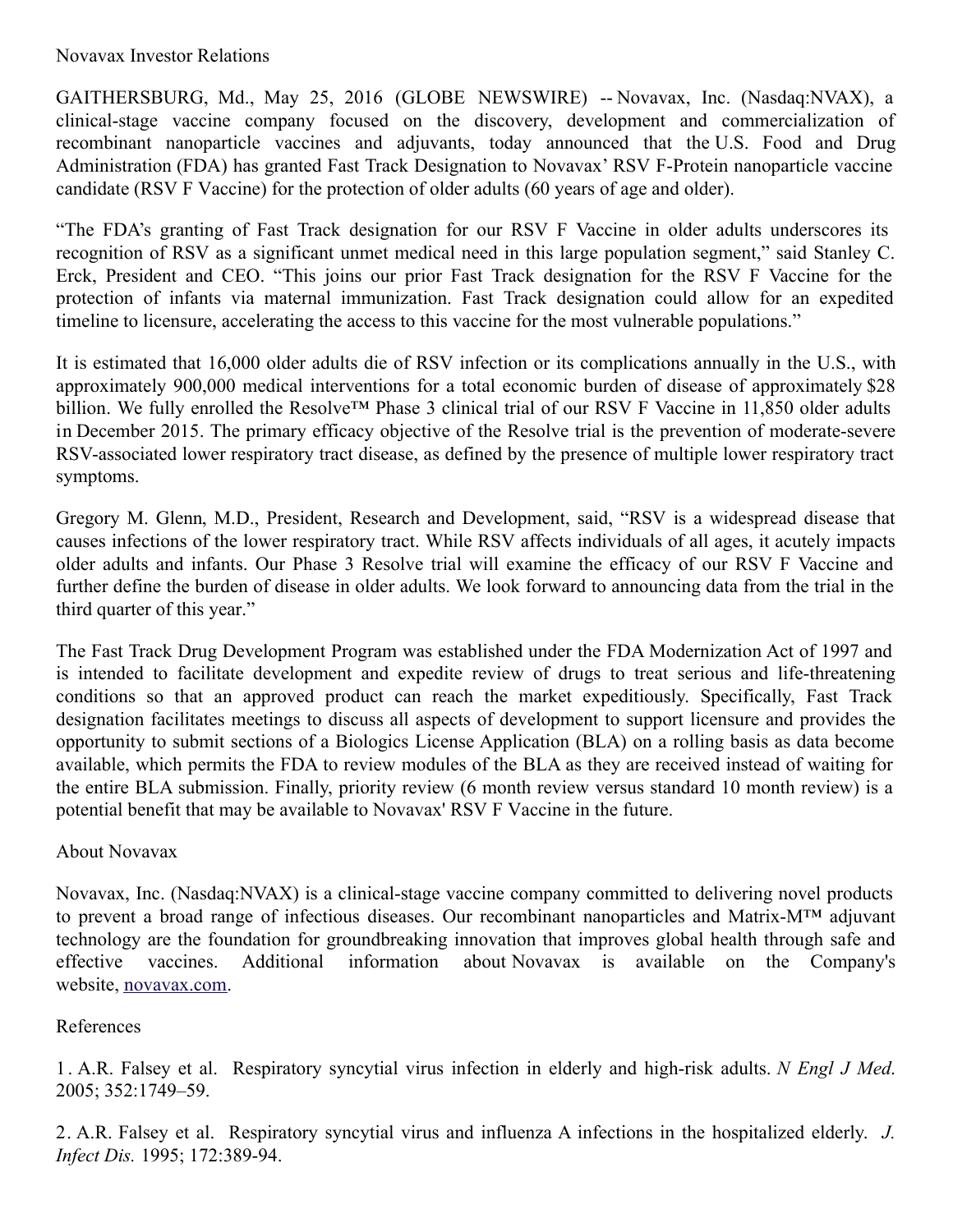Novavax Investor Relations

GAITHERSBURG, Md., May 25, 2016 (GLOBE NEWSWIRE) -- Novavax, Inc. (Nasdaq:NVAX), a clinical-stage vaccine company focused on the discovery, development and commercialization of recombinant nanoparticle vaccines and adjuvants, today announced that the U.S. Food and Drug Administration (FDA) has granted Fast Track Designation to Novavax' RSV F-Protein nanoparticle vaccine candidate (RSV F Vaccine) for the protection of older adults (60 years of age and older).

"The FDA's granting of Fast Track designation for our RSV F Vaccine in older adults underscores its recognition of RSV as a significant unmet medical need in this large population segment," said Stanley C. Erck, President and CEO. "This joins our prior Fast Track designation for the RSV F Vaccine for the protection of infants via maternal immunization. Fast Track designation could allow for an expedited timeline to licensure, accelerating the access to this vaccine for the most vulnerable populations."

It is estimated that 16,000 older adults die of RSV infection or its complications annually in the U.S., with approximately 900,000 medical interventions for a total economic burden of disease of approximately $28 billion. We fully enrolled the Resolve™ Phase 3 clinical trial of our RSV F Vaccine in 11,850 older adults in December 2015. The primary efficacy objective of the Resolve trial is the prevention of moderate-severe RSV-associated lower respiratory tract disease, as defined by the presence of multiple lower respiratory tract symptoms.

Gregory M. Glenn, M.D., President, Research and Development, said, "RSV is a widespread disease that causes infections of the lower respiratory tract. While RSV affects individuals of all ages, it acutely impacts older adults and infants. Our Phase 3 Resolve trial will examine the efficacy of our RSV F Vaccine and further define the burden of disease in older adults. We look forward to announcing data from the trial in the third quarter of this year."

The Fast Track Drug Development Program was established under the FDA Modernization Act of 1997 and is intended to facilitate development and expedite review of drugs to treat serious and life-threatening conditions so that an approved product can reach the market expeditiously. Specifically, Fast Track designation facilitates meetings to discuss all aspects of development to support licensure and provides the opportunity to submit sections of a Biologics License Application (BLA) on a rolling basis as data become available, which permits the FDA to review modules of the BLA as they are received instead of waiting for the entire BLA submission. Finally, priority review (6 month review versus standard 10 month review) is a potential benefit that may be available to Novavax' RSV F Vaccine in the future.

## About Novavax

Novavax, Inc. (Nasdaq:NVAX) is a clinical-stage vaccine company committed to delivering novel products to prevent a broad range of infectious diseases. Our recombinant nanoparticles and Matrix-M™ adjuvant technology are the foundation for groundbreaking innovation that improves global health through safe and effective vaccines. Additional information about Novavax is available on the Company's website, [novavax.com](novavax.com).

## References

1. A.R. Falsey et al. Respiratory syncytial virus infection in elderly and high-risk adults. *N Engl J Med.* 2005; 352:1749–59.

2. A.R. Falsey et al. Respiratory syncytial virus and influenza A infections in the hospitalized elderly. *J. Infect Dis.* 1995; 172:389-94.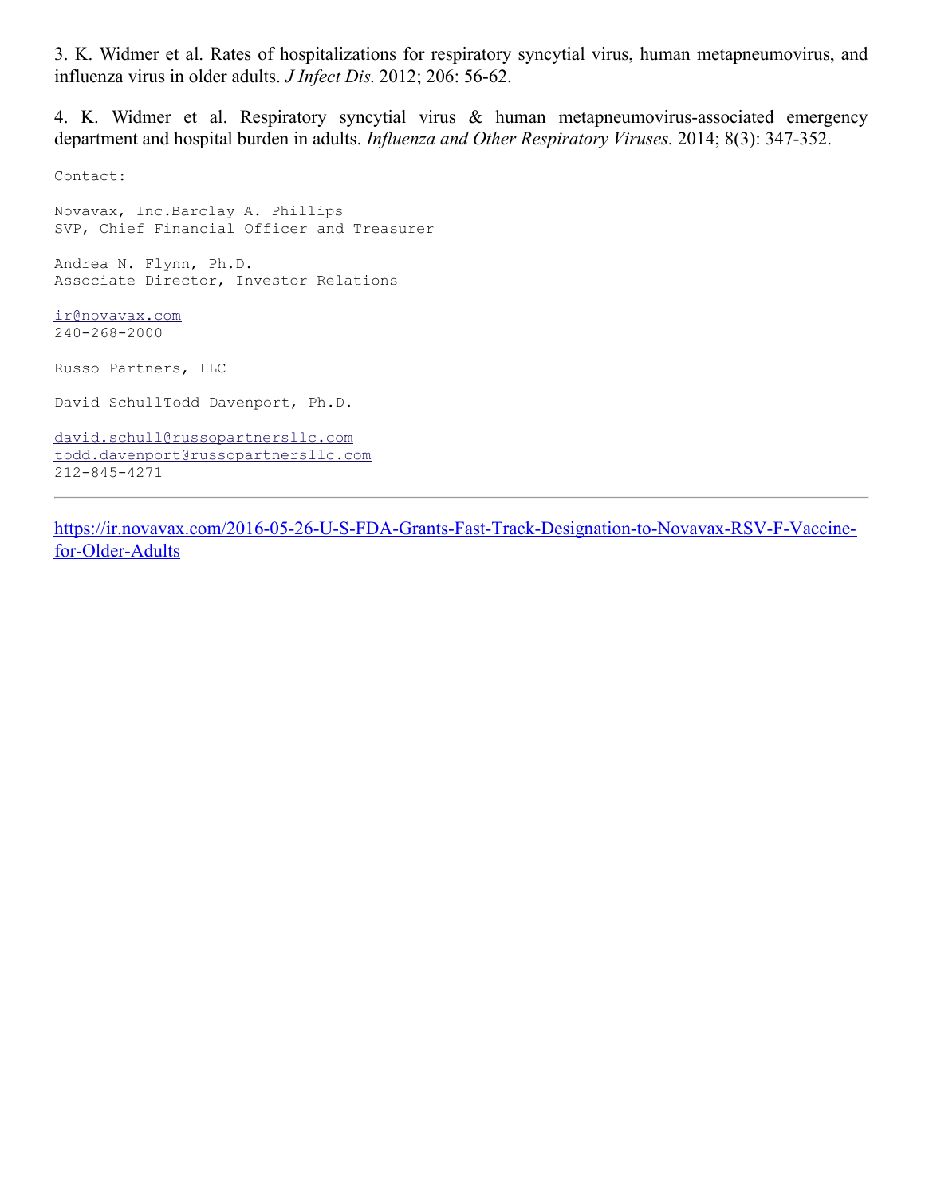3. K. Widmer et al. Rates of hospitalizations for respiratory syncytial virus, human metapneumovirus, and influenza virus in older adults. *J Infect Dis.* 2012; 206: 56-62.

4. K. Widmer et al. Respiratory syncytial virus & human metapneumovirus-associated emergency department and hospital burden in adults. *Influenza and Other Respiratory Viruses.* 2014; 8(3): 347-352.

Contact:

Novavax, Inc.Barclay A. Phillips
SVP, Chief Financial Officer and Treasurer

Andrea N. Flynn, Ph.D.
Associate Director, Investor Relations

ir@novavax.com
240-268-2000

Russo Partners, LLC

David SchullTodd Davenport, Ph.D.

david.schull@russopartnersllc.com
todd.davenport@russopartnersllc.com
212-845-4271

---

https://ir.novavax.com/2016-05-26-U-S-FDA-Grants-Fast-Track-Designation-to-Novavax-RSV-F-Vaccine-for-Older-Adults